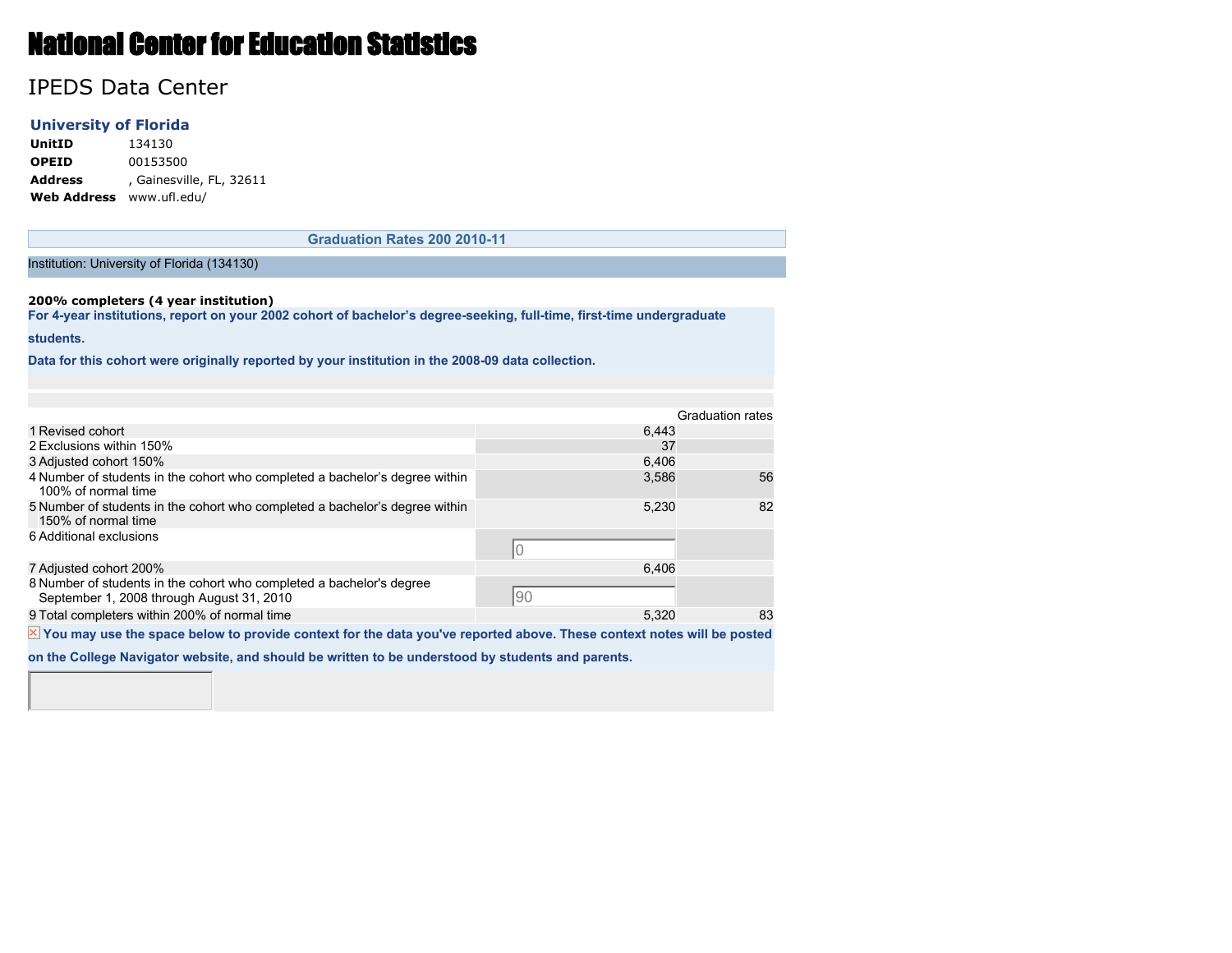# National Center for Education Statistics

## IPEDS Data Center

### University of Florida

| | |
|---|---|
| **UnitID** | 134130 |
| **OPEID** | 00153500 |
| **Address** | , Gainesville, FL, 32611 |
| **Web Address** | www.ufl.edu/ |

## Graduation Rates 200 2010-11

Institution: University of Florida (134130)

**200% completers (4 year institution)**

**For 4-year institutions, report on your 2002 cohort of bachelor's degree-seeking, full-time, first-time undergraduate students.**

**Data for this cohort were originally reported by your institution in the 2008-09 data collection.**

| | | | Graduation rates |
|---|---|---|---|
| 1 | Revised cohort | 6,443 | |
| 2 | Exclusions within 150% | 37 | |
| 3 | Adjusted cohort 150% | 6,406 | |
| 4 | Number of students in the cohort who completed a bachelor's degree within 100% of normal time | 3,586 | 56 |
| 5 | Number of students in the cohort who completed a bachelor's degree within 150% of normal time | 5,230 | 82 |
| 6 | Additional exclusions | 0 | |
| 7 | Adjusted cohort 200% | 6,406 | |
| 8 | Number of students in the cohort who completed a bachelor's degree September 1, 2008 through August 31, 2010 | 90 | |
| 9 | Total completers within 200% of normal time | 5,320 | 83 |

**You may use the space below to provide context for the data you've reported above. These context notes will be posted on the College Navigator website, and should be written to be understood by students and parents.**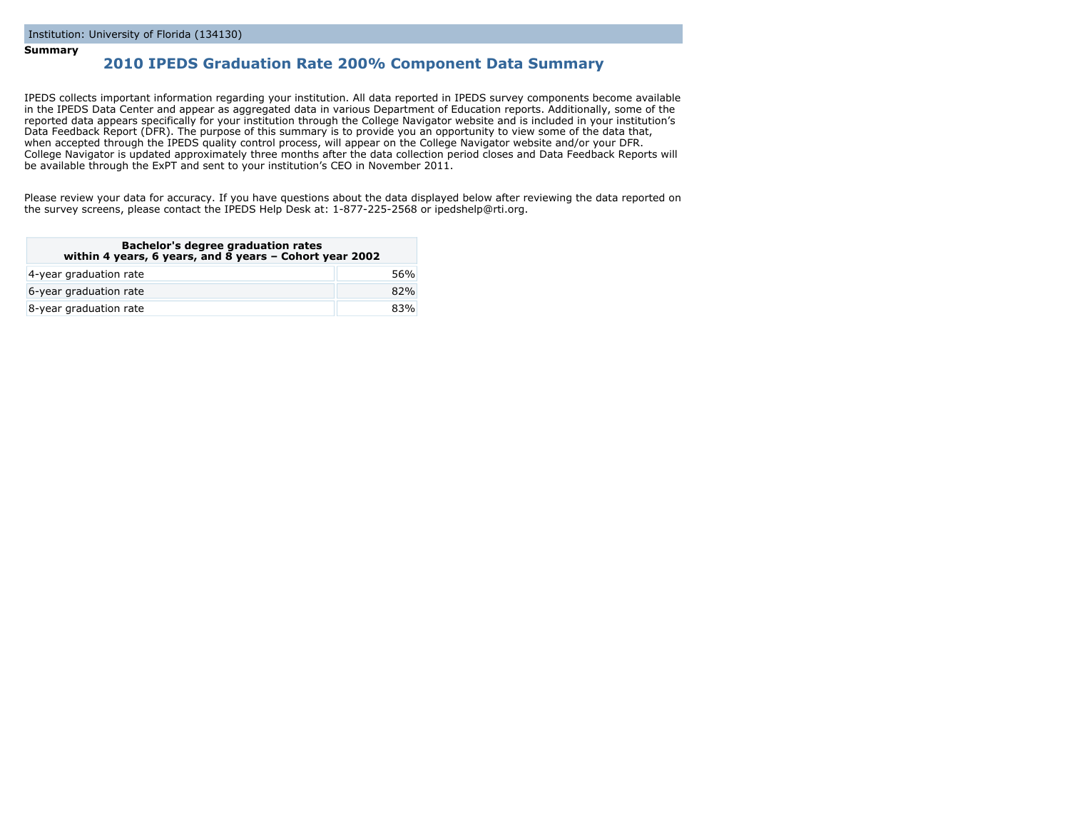Institution: University of Florida (134130)

**Summary**

## 2010 IPEDS Graduation Rate 200% Component Data Summary

IPEDS collects important information regarding your institution. All data reported in IPEDS survey components become available in the IPEDS Data Center and appear as aggregated data in various Department of Education reports. Additionally, some of the reported data appears specifically for your institution through the College Navigator website and is included in your institution's Data Feedback Report (DFR). The purpose of this summary is to provide you an opportunity to view some of the data that, when accepted through the IPEDS quality control process, will appear on the College Navigator website and/or your DFR. College Navigator is updated approximately three months after the data collection period closes and Data Feedback Reports will be available through the ExPT and sent to your institution's CEO in November 2011.

Please review your data for accuracy. If you have questions about the data displayed below after reviewing the data reported on the survey screens, please contact the IPEDS Help Desk at: 1-877-225-2568 or ipedshelp@rti.org.

| Bachelor's degree graduation rates within 4 years, 6 years, and 8 years – Cohort year 2002 | |
|---|---|
| 4-year graduation rate | 56% |
| 6-year graduation rate | 82% |
| 8-year graduation rate | 83% |